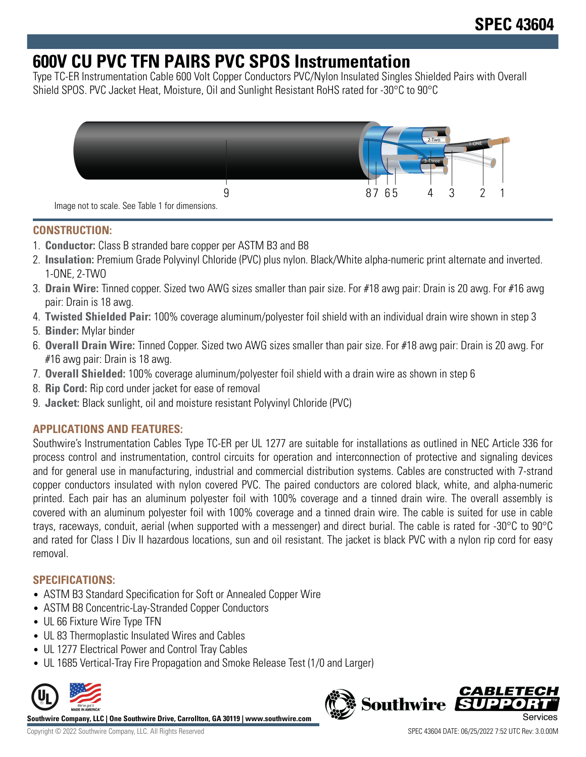SPEC 43604

# 600V CU PVC TFN PAIRS PVC SPOS Instrumentation

Type TC-ER Instrumentation Cable 600 Volt Copper Conductors PVC/Nylon Insulated Singles Shielded Pairs with Overall Shield SPOS. PVC Jacket Heat, Moisture, Oil and Sunlight Resistant RoHS rated for -30°C to 90°C

Image not to scale. See Table 1 for dimensions.

## CONSTRUCTION:

1. **Conductor:** Class B stranded bare copper per ASTM B3 and B8
2. **Insulation:** Premium Grade Polyvinyl Chloride (PVC) plus nylon. Black/White alpha-numeric print alternate and inverted. 1-ONE, 2-TWO
3. **Drain Wire:** Tinned copper. Sized two AWG sizes smaller than pair size. For #18 awg pair: Drain is 20 awg. For #16 awg pair: Drain is 18 awg.
4. **Twisted Shielded Pair:** 100% coverage aluminum/polyester foil shield with an individual drain wire shown in step 3
5. **Binder:** Mylar binder
6. **Overall Drain Wire:** Tinned Copper. Sized two AWG sizes smaller than pair size. For #18 awg pair: Drain is 20 awg. For #16 awg pair: Drain is 18 awg.
7. **Overall Shielded:** 100% coverage aluminum/polyester foil shield with a drain wire as shown in step 6
8. **Rip Cord:** Rip cord under jacket for ease of removal
9. **Jacket:** Black sunlight, oil and moisture resistant Polyvinyl Chloride (PVC)

## APPLICATIONS AND FEATURES:

Southwire's Instrumentation Cables Type TC-ER per UL 1277 are suitable for installations as outlined in NEC Article 336 for process control and instrumentation, control circuits for operation and interconnection of protective and signaling devices and for general use in manufacturing, industrial and commercial distribution systems. Cables are constructed with 7-strand copper conductors insulated with nylon covered PVC. The paired conductors are colored black, white, and alpha-numeric printed. Each pair has an aluminum polyester foil with 100% coverage and a tinned drain wire. The overall assembly is covered with an aluminum polyester foil with 100% coverage and a tinned drain wire. The cable is suited for use in cable trays, raceways, conduit, aerial (when supported with a messenger) and direct burial. The cable is rated for -30°C to 90°C and rated for Class I Div II hazardous locations, sun and oil resistant. The jacket is black PVC with a nylon rip cord for easy removal.

## SPECIFICATIONS:

- ASTM B3 Standard Specification for Soft or Annealed Copper Wire
- ASTM B8 Concentric-Lay-Stranded Copper Conductors
- UL 66 Fixture Wire Type TFN
- UL 83 Thermoplastic Insulated Wires and Cables
- UL 1277 Electrical Power and Control Tray Cables
- UL 1685 Vertical-Tray Fire Propagation and Smoke Release Test (1/0 and Larger)

**Southwire Company, LLC | One Southwire Drive, Carrollton, GA 30119 | www.southwire.com**

Copyright © 2022 Southwire Company, LLC. All Rights Reserved

SPEC 43604 DATE: 06/25/2022 7:52 UTC Rev: 3.0.00M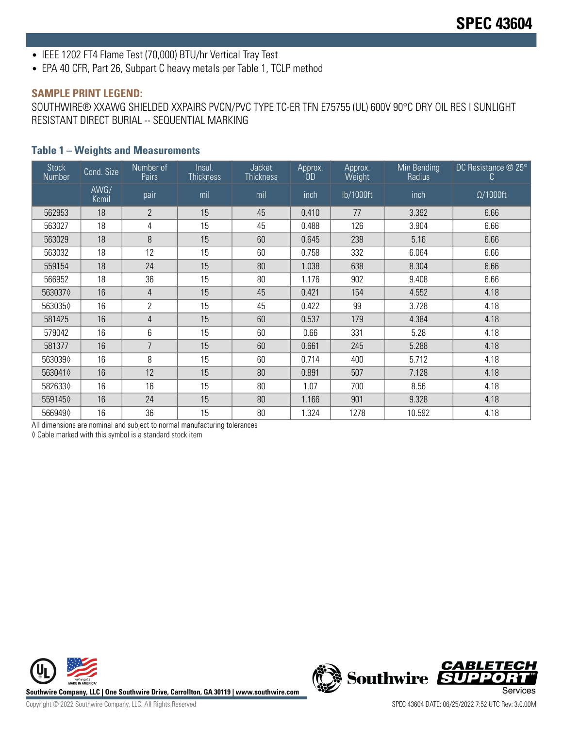- IEEE 1202 FT4 Flame Test (70,000) BTU/hr Vertical Tray Test
- EPA 40 CFR, Part 26, Subpart C heavy metals per Table 1, TCLP method

### SAMPLE PRINT LEGEND:

SOUTHWIRE® XXAWG SHIELDED XXPAIRS PVCN/PVC TYPE TC-ER TFN E75755 (UL) 600V 90°C DRY OIL RES I SUNLIGHT RESISTANT DIRECT BURIAL -- SEQUENTIAL MARKING

### Table 1 – Weights and Measurements

| Stock Number | Cond. Size | Number of Pairs | Insul. Thickness | Jacket Thickness | Approx. OD | Approx. Weight | Min Bending Radius | DC Resistance @ 25° C |
|---|---|---|---|---|---|---|---|---|
| | AWG/ Kcmil | pair | mil | mil | inch | lb/1000ft | inch | Ω/1000ft |
| 562953 | 18 | 2 | 15 | 45 | 0.410 | 77 | 3.392 | 6.66 |
| 563027 | 18 | 4 | 15 | 45 | 0.488 | 126 | 3.904 | 6.66 |
| 563029 | 18 | 8 | 15 | 60 | 0.645 | 238 | 5.16 | 6.66 |
| 563032 | 18 | 12 | 15 | 60 | 0.758 | 332 | 6.064 | 6.66 |
| 559154 | 18 | 24 | 15 | 80 | 1.038 | 638 | 8.304 | 6.66 |
| 566952 | 18 | 36 | 15 | 80 | 1.176 | 902 | 9.408 | 6.66 |
| 563037◊ | 16 | 4 | 15 | 45 | 0.421 | 154 | 4.552 | 4.18 |
| 563035◊ | 16 | 2 | 15 | 45 | 0.422 | 99 | 3.728 | 4.18 |
| 581425 | 16 | 4 | 15 | 60 | 0.537 | 179 | 4.384 | 4.18 |
| 579042 | 16 | 6 | 15 | 60 | 0.66 | 331 | 5.28 | 4.18 |
| 581377 | 16 | 7 | 15 | 60 | 0.661 | 245 | 5.288 | 4.18 |
| 563039◊ | 16 | 8 | 15 | 60 | 0.714 | 400 | 5.712 | 4.18 |
| 563041◊ | 16 | 12 | 15 | 80 | 0.891 | 507 | 7.128 | 4.18 |
| 582633◊ | 16 | 16 | 15 | 80 | 1.07 | 700 | 8.56 | 4.18 |
| 559145◊ | 16 | 24 | 15 | 80 | 1.166 | 901 | 9.328 | 4.18 |
| 566949◊ | 16 | 36 | 15 | 80 | 1.324 | 1278 | 10.592 | 4.18 |

All dimensions are nominal and subject to normal manufacturing tolerances

◊ Cable marked with this symbol is a standard stock item

Southwire Company, LLC | One Southwire Drive, Carrollton, GA 30119 | www.southwire.com

Copyright © 2022 Southwire Company, LLC. All Rights Reserved

SPEC 43604 DATE: 06/25/2022 7:52 UTC Rev: 3.0.00M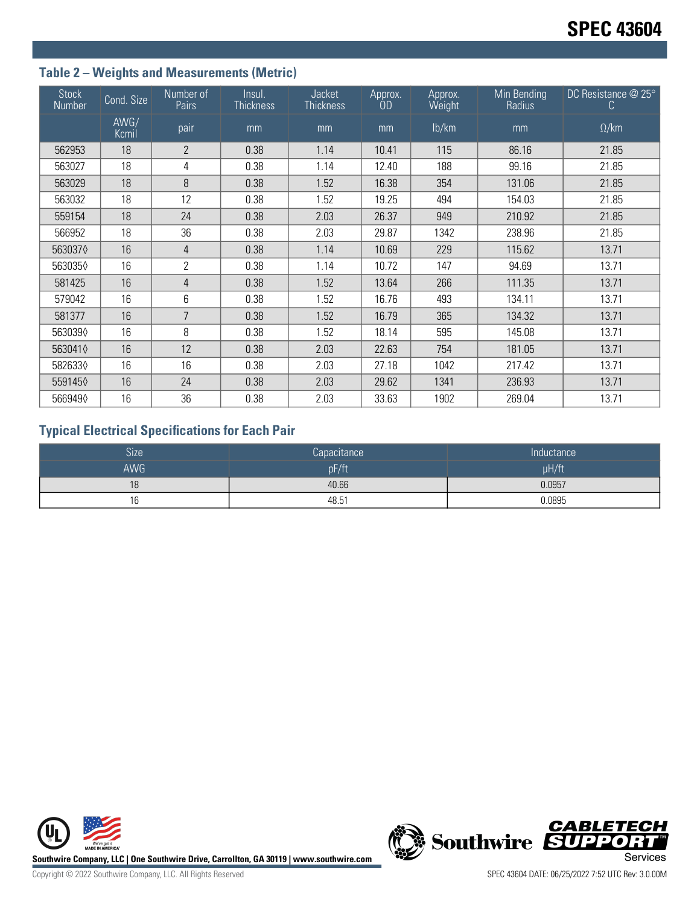## Table 2 – Weights and Measurements (Metric)

| Stock Number | Cond. Size | Number of Pairs | Insul. Thickness | Jacket Thickness | Approx. OD | Approx. Weight | Min Bending Radius | DC Resistance @ 25° C |
|---|---|---|---|---|---|---|---|---|
| | AWG/ Kcmil | pair | mm | mm | mm | lb/km | mm | Ω/km |
| 562953 | 18 | 2 | 0.38 | 1.14 | 10.41 | 115 | 86.16 | 21.85 |
| 563027 | 18 | 4 | 0.38 | 1.14 | 12.40 | 188 | 99.16 | 21.85 |
| 563029 | 18 | 8 | 0.38 | 1.52 | 16.38 | 354 | 131.06 | 21.85 |
| 563032 | 18 | 12 | 0.38 | 1.52 | 19.25 | 494 | 154.03 | 21.85 |
| 559154 | 18 | 24 | 0.38 | 2.03 | 26.37 | 949 | 210.92 | 21.85 |
| 566952 | 18 | 36 | 0.38 | 2.03 | 29.87 | 1342 | 238.96 | 21.85 |
| 563037◊ | 16 | 4 | 0.38 | 1.14 | 10.69 | 229 | 115.62 | 13.71 |
| 563035◊ | 16 | 2 | 0.38 | 1.14 | 10.72 | 147 | 94.69 | 13.71 |
| 581425 | 16 | 4 | 0.38 | 1.52 | 13.64 | 266 | 111.35 | 13.71 |
| 579042 | 16 | 6 | 0.38 | 1.52 | 16.76 | 493 | 134.11 | 13.71 |
| 581377 | 16 | 7 | 0.38 | 1.52 | 16.79 | 365 | 134.32 | 13.71 |
| 563039◊ | 16 | 8 | 0.38 | 1.52 | 18.14 | 595 | 145.08 | 13.71 |
| 563041◊ | 16 | 12 | 0.38 | 2.03 | 22.63 | 754 | 181.05 | 13.71 |
| 582633◊ | 16 | 16 | 0.38 | 2.03 | 27.18 | 1042 | 217.42 | 13.71 |
| 559145◊ | 16 | 24 | 0.38 | 2.03 | 29.62 | 1341 | 236.93 | 13.71 |
| 566949◊ | 16 | 36 | 0.38 | 2.03 | 33.63 | 1902 | 269.04 | 13.71 |

## Typical Electrical Specifications for Each Pair

| Size | Capacitance | Inductance |
|---|---|---|
| AWG | pF/ft | μH/ft |
| 18 | 40.66 | 0.0957 |
| 16 | 48.51 | 0.0895 |

Southwire Company, LLC | One Southwire Drive, Carrollton, GA 30119 | www.southwire.com

Copyright © 2022 Southwire Company, LLC. All Rights Reserved

SPEC 43604 DATE: 06/25/2022 7:52 UTC Rev: 3.0.00M